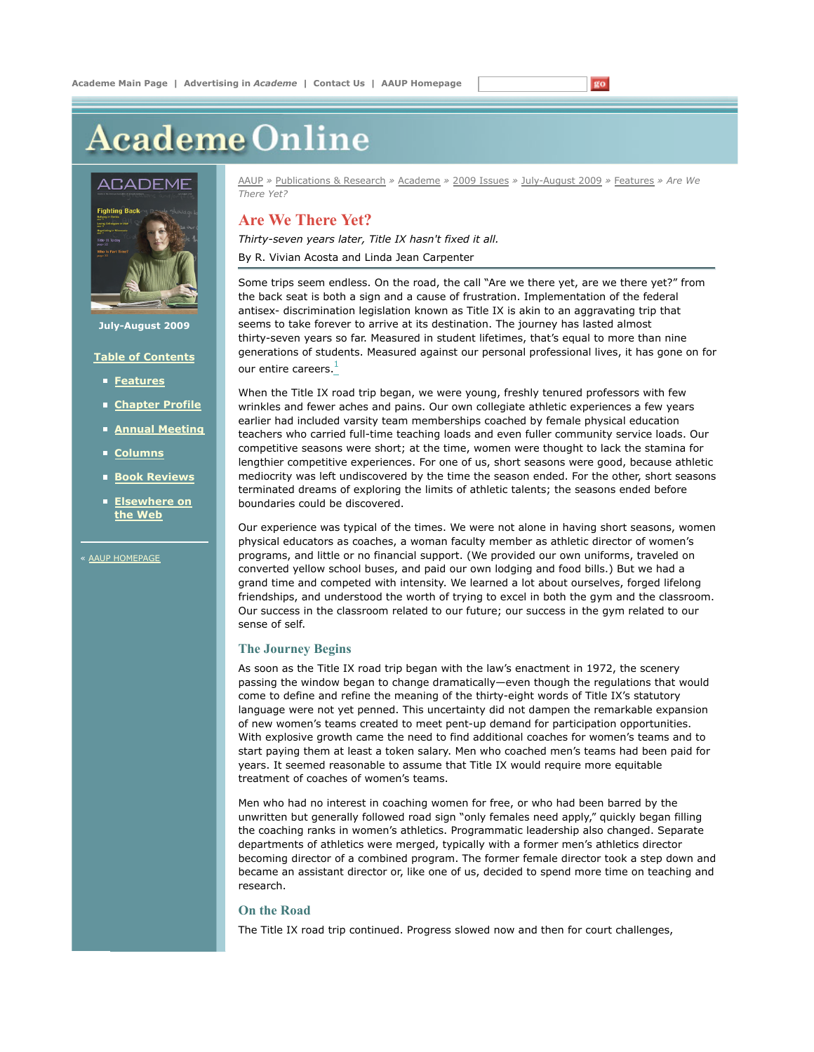# Are We There Yet?

*Thirty-seven years later, Title IX hasn't fixed it all.*

By R. Vivian Acosta and Linda Jean Carpenter

Some trips seem endless. On the road, the call "Are we there yet, are we there yet?" from the back seat is both a sign and a cause of frustration. Implementation of the federal antisex- discrimination legislation known as Title IX is akin to an aggravating trip that seems to take forever to arrive at its destination. The journey has lasted almost thirty-seven years so far. Measured in student lifetimes, that's equal to more than nine generations of students. Measured against our personal professional lives, it has gone on for our entire careers.[1]

When the Title IX road trip began, we were young, freshly tenured professors with few wrinkles and fewer aches and pains. Our own collegiate athletic experiences a few years earlier had included varsity team memberships coached by female physical education teachers who carried full-time teaching loads and even fuller community service loads. Our competitive seasons were short; at the time, women were thought to lack the stamina for lengthier competitive experiences. For one of us, short seasons were good, because athletic mediocrity was left undiscovered by the time the season ended. For the other, short seasons terminated dreams of exploring the limits of athletic talents; the seasons ended before boundaries could be discovered.

Our experience was typical of the times. We were not alone in having short seasons, women physical educators as coaches, a woman faculty member as athletic director of women's programs, and little or no financial support. (We provided our own uniforms, traveled on converted yellow school buses, and paid our own lodging and food bills.) But we had a grand time and competed with intensity. We learned a lot about ourselves, forged lifelong friendships, and understood the worth of trying to excel in both the gym and the classroom. Our success in the classroom related to our future; our success in the gym related to our sense of self.

## The Journey Begins

As soon as the Title IX road trip began with the law's enactment in 1972, the scenery passing the window began to change dramatically—even though the regulations that would come to define and refine the meaning of the thirty-eight words of Title IX's statutory language were not yet penned. This uncertainty did not dampen the remarkable expansion of new women's teams created to meet pent-up demand for participation opportunities. With explosive growth came the need to find additional coaches for women's teams and to start paying them at least a token salary. Men who coached men's teams had been paid for years. It seemed reasonable to assume that Title IX would require more equitable treatment of coaches of women's teams.

Men who had no interest in coaching women for free, or who had been barred by the unwritten but generally followed road sign "only females need apply," quickly began filling the coaching ranks in women's athletics. Programmatic leadership also changed. Separate departments of athletics were merged, typically with a former men's athletics director becoming director of a combined program. The former female director took a step down and became an assistant director or, like one of us, decided to spend more time on teaching and research.

## On the Road

The Title IX road trip continued. Progress slowed now and then for court challenges,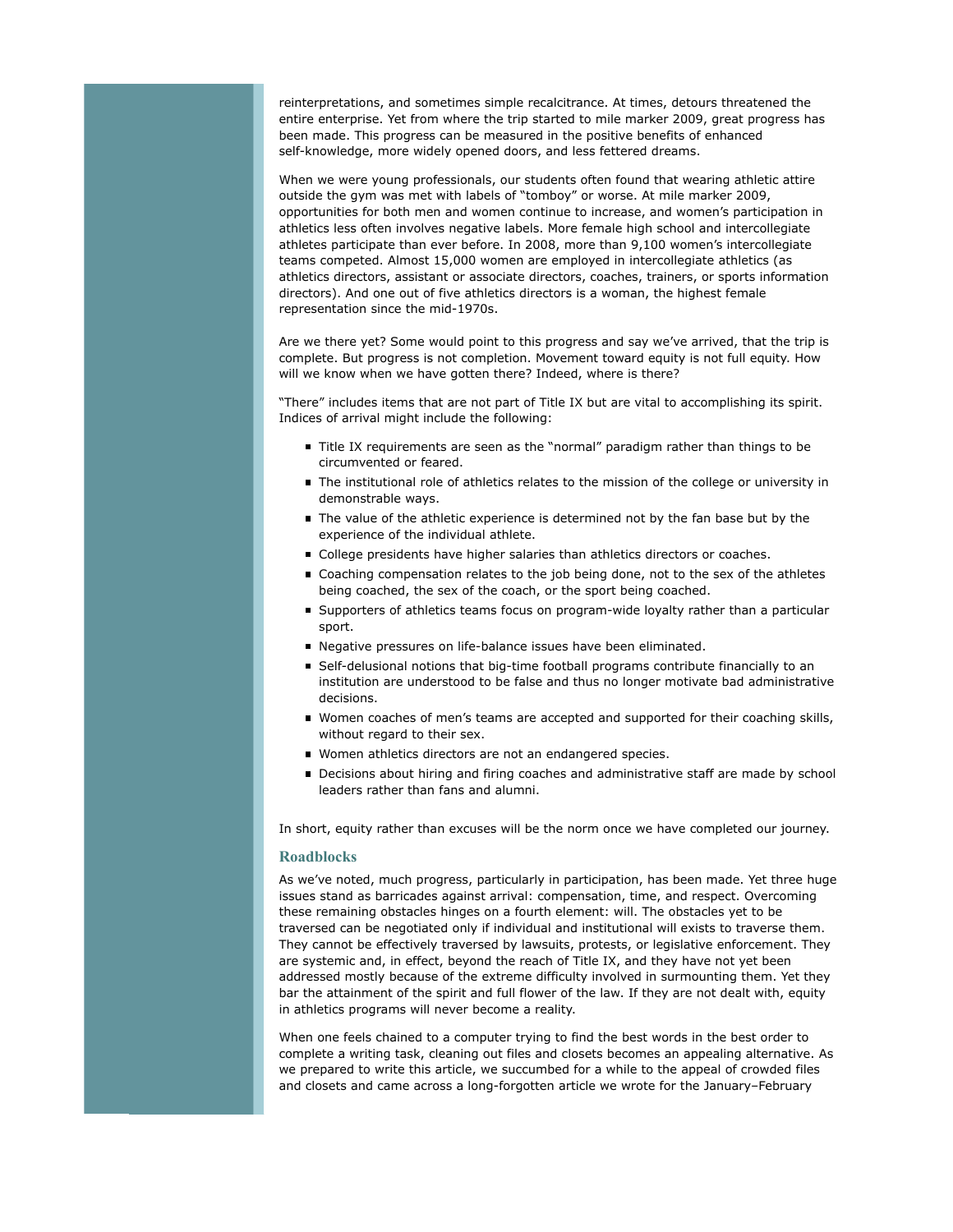reinterpretations, and sometimes simple recalcitrance. At times, detours threatened the entire enterprise. Yet from where the trip started to mile marker 2009, great progress has been made. This progress can be measured in the positive benefits of enhanced self-knowledge, more widely opened doors, and less fettered dreams.

When we were young professionals, our students often found that wearing athletic attire outside the gym was met with labels of "tomboy" or worse. At mile marker 2009, opportunities for both men and women continue to increase, and women's participation in athletics less often involves negative labels. More female high school and intercollegiate athletes participate than ever before. In 2008, more than 9,100 women's intercollegiate teams competed. Almost 15,000 women are employed in intercollegiate athletics (as athletics directors, assistant or associate directors, coaches, trainers, or sports information directors). And one out of five athletics directors is a woman, the highest female representation since the mid-1970s.

Are we there yet? Some would point to this progress and say we've arrived, that the trip is complete. But progress is not completion. Movement toward equity is not full equity. How will we know when we have gotten there? Indeed, where is there?

"There" includes items that are not part of Title IX but are vital to accomplishing its spirit. Indices of arrival might include the following:

- Title IX requirements are seen as the "normal" paradigm rather than things to be circumvented or feared.
- The institutional role of athletics relates to the mission of the college or university in demonstrable ways.
- The value of the athletic experience is determined not by the fan base but by the experience of the individual athlete.
- College presidents have higher salaries than athletics directors or coaches.
- Coaching compensation relates to the job being done, not to the sex of the athletes being coached, the sex of the coach, or the sport being coached.
- Supporters of athletics teams focus on program-wide loyalty rather than a particular sport.
- Negative pressures on life-balance issues have been eliminated.
- Self-delusional notions that big-time football programs contribute financially to an institution are understood to be false and thus no longer motivate bad administrative decisions.
- Women coaches of men's teams are accepted and supported for their coaching skills, without regard to their sex.
- Women athletics directors are not an endangered species.
- Decisions about hiring and firing coaches and administrative staff are made by school leaders rather than fans and alumni.

In short, equity rather than excuses will be the norm once we have completed our journey.

## Roadblocks

As we've noted, much progress, particularly in participation, has been made. Yet three huge issues stand as barricades against arrival: compensation, time, and respect. Overcoming these remaining obstacles hinges on a fourth element: will. The obstacles yet to be traversed can be negotiated only if individual and institutional will exists to traverse them. They cannot be effectively traversed by lawsuits, protests, or legislative enforcement. They are systemic and, in effect, beyond the reach of Title IX, and they have not yet been addressed mostly because of the extreme difficulty involved in surmounting them. Yet they bar the attainment of the spirit and full flower of the law. If they are not dealt with, equity in athletics programs will never become a reality.

When one feels chained to a computer trying to find the best words in the best order to complete a writing task, cleaning out files and closets becomes an appealing alternative. As we prepared to write this article, we succumbed for a while to the appeal of crowded files and closets and came across a long-forgotten article we wrote for the January–February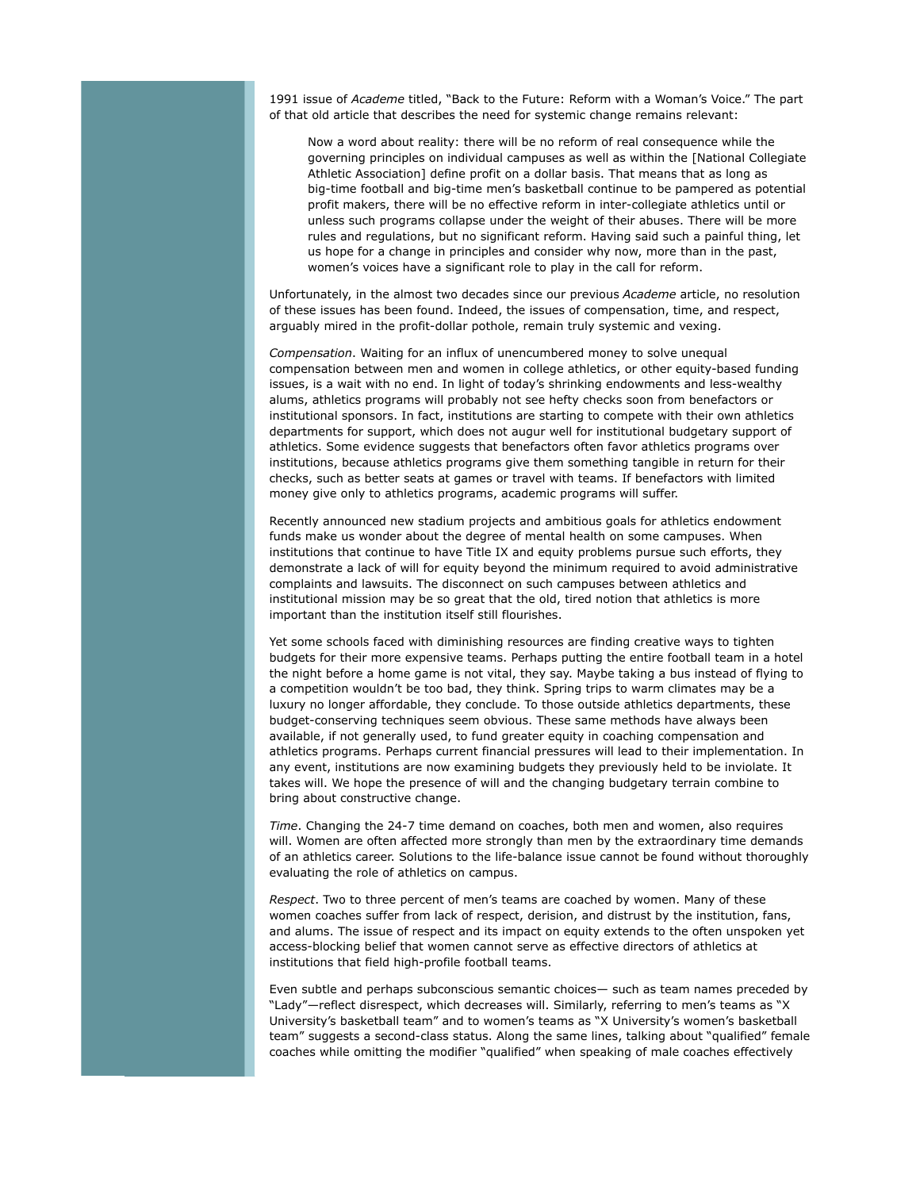1991 issue of *Academe* titled, "Back to the Future: Reform with a Woman's Voice." The part of that old article that describes the need for systemic change remains relevant:

> Now a word about reality: there will be no reform of real consequence while the governing principles on individual campuses as well as within the [National Collegiate Athletic Association] define profit on a dollar basis. That means that as long as big-time football and big-time men's basketball continue to be pampered as potential profit makers, there will be no effective reform in inter-collegiate athletics until or unless such programs collapse under the weight of their abuses. There will be more rules and regulations, but no significant reform. Having said such a painful thing, let us hope for a change in principles and consider why now, more than in the past, women's voices have a significant role to play in the call for reform.

Unfortunately, in the almost two decades since our previous *Academe* article, no resolution of these issues has been found. Indeed, the issues of compensation, time, and respect, arguably mired in the profit-dollar pothole, remain truly systemic and vexing.

*Compensation*. Waiting for an influx of unencumbered money to solve unequal compensation between men and women in college athletics, or other equity-based funding issues, is a wait with no end. In light of today's shrinking endowments and less-wealthy alums, athletics programs will probably not see hefty checks soon from benefactors or institutional sponsors. In fact, institutions are starting to compete with their own athletics departments for support, which does not augur well for institutional budgetary support of athletics. Some evidence suggests that benefactors often favor athletics programs over institutions, because athletics programs give them something tangible in return for their checks, such as better seats at games or travel with teams. If benefactors with limited money give only to athletics programs, academic programs will suffer.

Recently announced new stadium projects and ambitious goals for athletics endowment funds make us wonder about the degree of mental health on some campuses. When institutions that continue to have Title IX and equity problems pursue such efforts, they demonstrate a lack of will for equity beyond the minimum required to avoid administrative complaints and lawsuits. The disconnect on such campuses between athletics and institutional mission may be so great that the old, tired notion that athletics is more important than the institution itself still flourishes.

Yet some schools faced with diminishing resources are finding creative ways to tighten budgets for their more expensive teams. Perhaps putting the entire football team in a hotel the night before a home game is not vital, they say. Maybe taking a bus instead of flying to a competition wouldn't be too bad, they think. Spring trips to warm climates may be a luxury no longer affordable, they conclude. To those outside athletics departments, these budget-conserving techniques seem obvious. These same methods have always been available, if not generally used, to fund greater equity in coaching compensation and athletics programs. Perhaps current financial pressures will lead to their implementation. In any event, institutions are now examining budgets they previously held to be inviolate. It takes will. We hope the presence of will and the changing budgetary terrain combine to bring about constructive change.

*Time*. Changing the 24-7 time demand on coaches, both men and women, also requires will. Women are often affected more strongly than men by the extraordinary time demands of an athletics career. Solutions to the life-balance issue cannot be found without thoroughly evaluating the role of athletics on campus.

*Respect*. Two to three percent of men's teams are coached by women. Many of these women coaches suffer from lack of respect, derision, and distrust by the institution, fans, and alums. The issue of respect and its impact on equity extends to the often unspoken yet access-blocking belief that women cannot serve as effective directors of athletics at institutions that field high-profile football teams.

Even subtle and perhaps subconscious semantic choices— such as team names preceded by "Lady"—reflect disrespect, which decreases will. Similarly, referring to men's teams as "X University's basketball team" and to women's teams as "X University's women's basketball team" suggests a second-class status. Along the same lines, talking about "qualified" female coaches while omitting the modifier "qualified" when speaking of male coaches effectively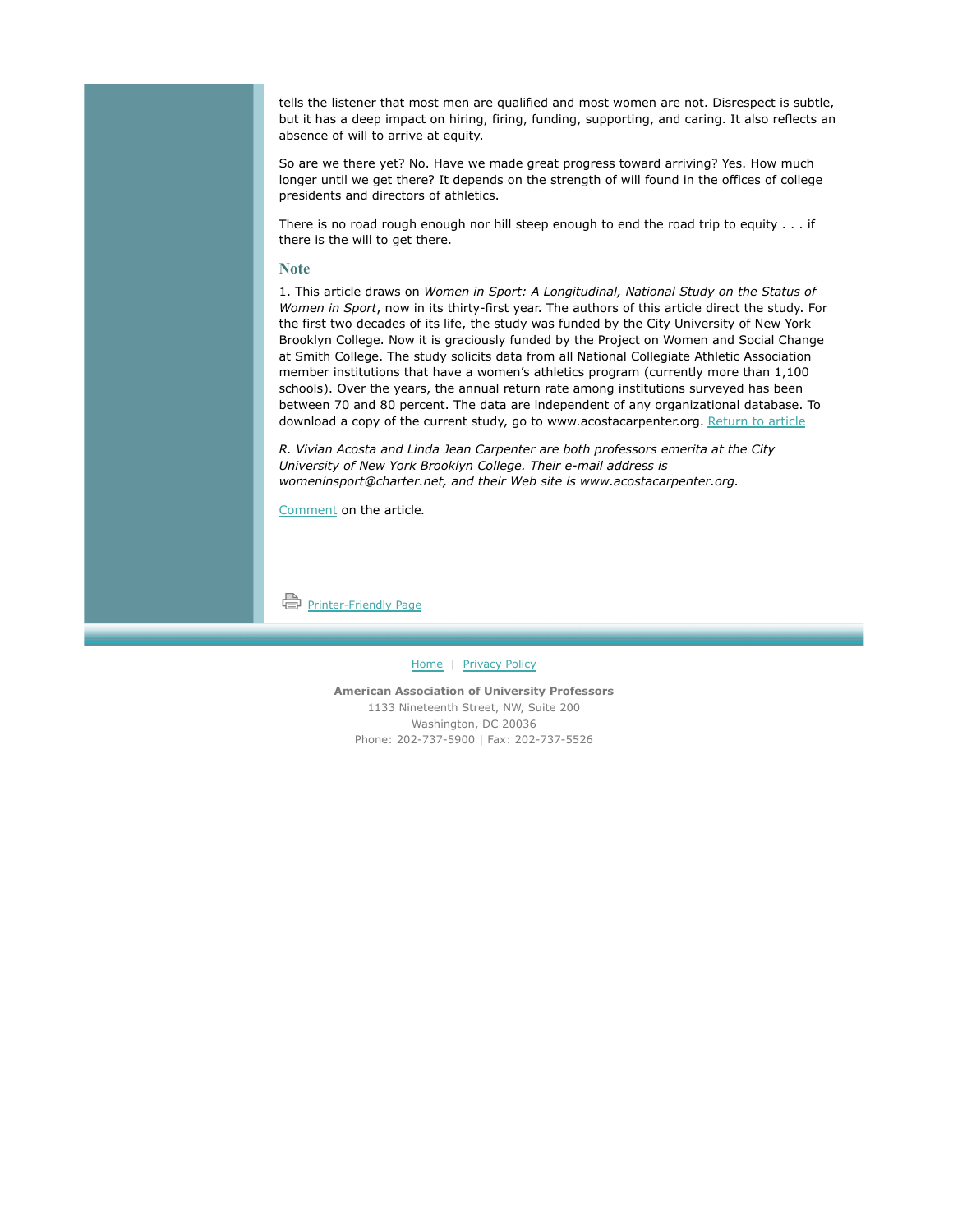tells the listener that most men are qualified and most women are not. Disrespect is subtle, but it has a deep impact on hiring, firing, funding, supporting, and caring. It also reflects an absence of will to arrive at equity.

So are we there yet? No. Have we made great progress toward arriving? Yes. How much longer until we get there? It depends on the strength of will found in the offices of college presidents and directors of athletics.

There is no road rough enough nor hill steep enough to end the road trip to equity . . . if there is the will to get there.

### Note

1. This article draws on *Women in Sport: A Longitudinal, National Study on the Status of Women in Sport*, now in its thirty-first year. The authors of this article direct the study. For the first two decades of its life, the study was funded by the City University of New York Brooklyn College. Now it is graciously funded by the Project on Women and Social Change at Smith College. The study solicits data from all National Collegiate Athletic Association member institutions that have a women's athletics program (currently more than 1,100 schools). Over the years, the annual return rate among institutions surveyed has been between 70 and 80 percent. The data are independent of any organizational database. To download a copy of the current study, go to www.acostacarpenter.org. Return to article

*R. Vivian Acosta and Linda Jean Carpenter are both professors emerita at the City University of New York Brooklyn College. Their e-mail address is womeninsport@charter.net, and their Web site is www.acostacarpenter.org.*

Comment on the article.

Printer-Friendly Page

Home | Privacy Policy

**American Association of University Professors**
1133 Nineteenth Street, NW, Suite 200
Washington, DC 20036
Phone: 202-737-5900 | Fax: 202-737-5526